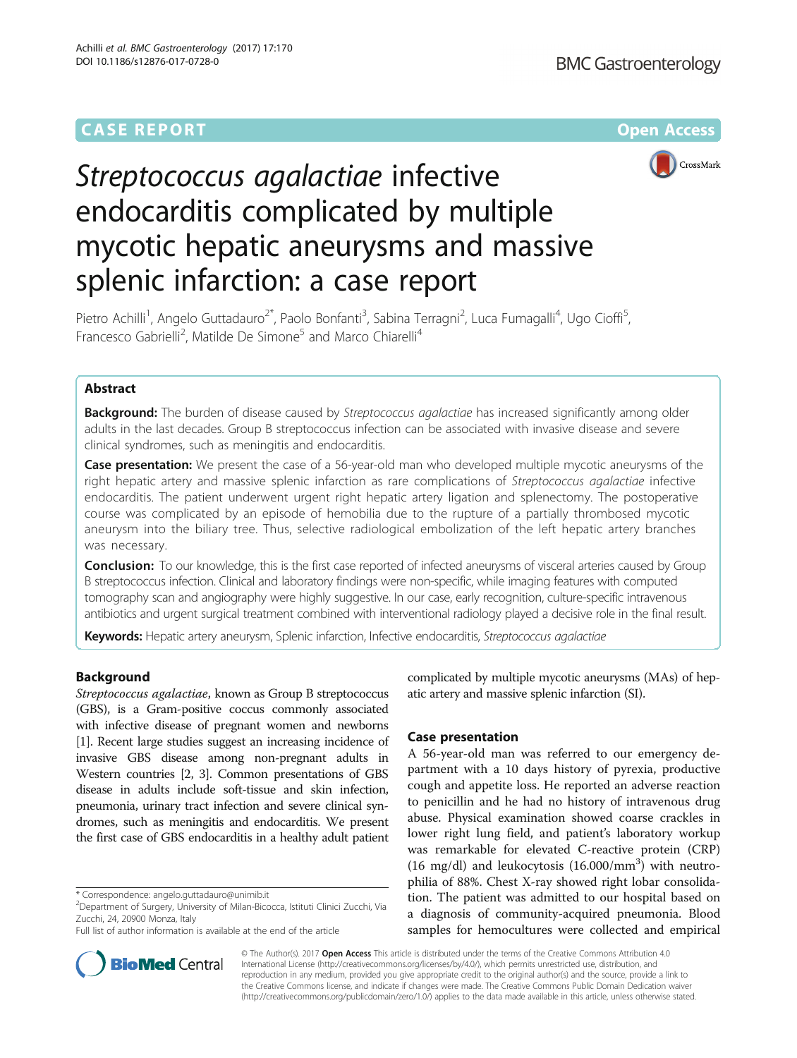# CASE REPORT

Open Access

# *Streptococcus agalactiae* infective endocarditis complicated by multiple mycotic hepatic aneurysms and massive splenic infarction: a case report

Pietro Achilli[1], Angelo Guttadauro[2*], Paolo Bonfanti[3], Sabina Terragni[2], Luca Fumagalli[4], Ugo Cioffi[5], Francesco Gabrielli[2], Matilde De Simone[5] and Marco Chiarelli[4]

## Abstract

**Background:** The burden of disease caused by *Streptococcus agalactiae* has increased significantly among older adults in the last decades. Group B streptococcus infection can be associated with invasive disease and severe clinical syndromes, such as meningitis and endocarditis.

**Case presentation:** We present the case of a 56-year-old man who developed multiple mycotic aneurysms of the right hepatic artery and massive splenic infarction as rare complications of *Streptococcus agalactiae* infective endocarditis. The patient underwent urgent right hepatic artery ligation and splenectomy. The postoperative course was complicated by an episode of hemobilia due to the rupture of a partially thrombosed mycotic aneurysm into the biliary tree. Thus, selective radiological embolization of the left hepatic artery branches was necessary.

**Conclusion:** To our knowledge, this is the first case reported of infected aneurysms of visceral arteries caused by Group B streptococcus infection. Clinical and laboratory findings were non-specific, while imaging features with computed tomography scan and angiography were highly suggestive. In our case, early recognition, culture-specific intravenous antibiotics and urgent surgical treatment combined with interventional radiology played a decisive role in the final result.

**Keywords:** Hepatic artery aneurysm, Splenic infarction, Infective endocarditis, *Streptococcus agalactiae*

## Background

*Streptococcus agalactiae*, known as Group B streptococcus (GBS), is a Gram-positive coccus commonly associated with infective disease of pregnant women and newborns [1]. Recent large studies suggest an increasing incidence of invasive GBS disease among non-pregnant adults in Western countries [2, 3]. Common presentations of GBS disease in adults include soft-tissue and skin infection, pneumonia, urinary tract infection and severe clinical syndromes, such as meningitis and endocarditis. We present the first case of GBS endocarditis in a healthy adult patient complicated by multiple mycotic aneurysms (MAs) of hepatic artery and massive splenic infarction (SI).

## Case presentation

A 56-year-old man was referred to our emergency department with a 10 days history of pyrexia, productive cough and appetite loss. He reported an adverse reaction to penicillin and he had no history of intravenous drug abuse. Physical examination showed coarse crackles in lower right lung field, and patient's laboratory workup was remarkable for elevated C-reactive protein (CRP) (16 mg/dl) and leukocytosis (16.000/mm$^3$) with neutrophilia of 88%. Chest X-ray showed right lobar consolidation. The patient was admitted to our hospital based on a diagnosis of community-acquired pneumonia. Blood samples for hemocultures were collected and empirical

* Correspondence: angelo.guttadauro@unimib.it
[2]Department of Surgery, University of Milan-Bicocca, Istituti Clinici Zucchi, Via Zucchi, 24, 20900 Monza, Italy
Full list of author information is available at the end of the article

© The Author(s). 2017 **Open Access** This article is distributed under the terms of the Creative Commons Attribution 4.0 International License (http://creativecommons.org/licenses/by/4.0/), which permits unrestricted use, distribution, and reproduction in any medium, provided you give appropriate credit to the original author(s) and the source, provide a link to the Creative Commons license, and indicate if changes were made. The Creative Commons Public Domain Dedication waiver (http://creativecommons.org/publicdomain/zero/1.0/) applies to the data made available in this article, unless otherwise stated.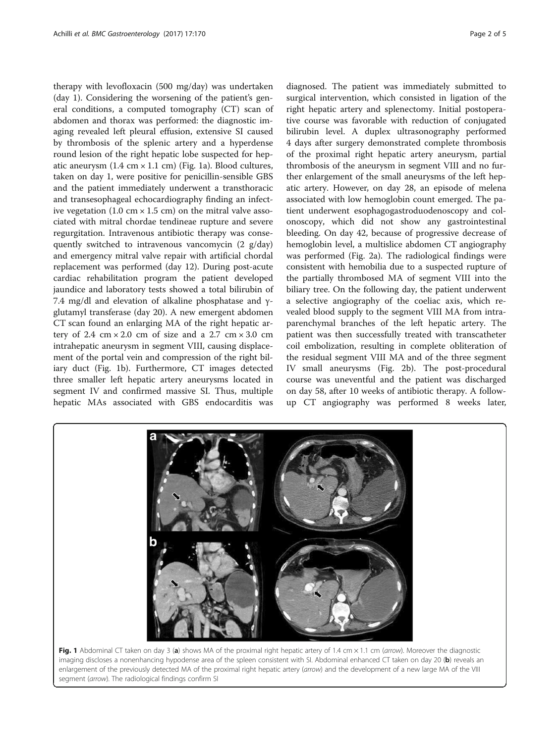therapy with levofloxacin (500 mg/day) was undertaken (day 1). Considering the worsening of the patient's general conditions, a computed tomography (CT) scan of abdomen and thorax was performed: the diagnostic imaging revealed left pleural effusion, extensive SI caused by thrombosis of the splenic artery and a hyperdense round lesion of the right hepatic lobe suspected for hepatic aneurysm (1.4 cm × 1.1 cm) (Fig. 1a). Blood cultures, taken on day 1, were positive for penicillin-sensible GBS and the patient immediately underwent a transthoracic and transesophageal echocardiography finding an infective vegetation (1.0 cm × 1.5 cm) on the mitral valve associated with mitral chordae tendineae rupture and severe regurgitation. Intravenous antibiotic therapy was consequently switched to intravenous vancomycin (2 g/day) and emergency mitral valve repair with artificial chordal replacement was performed (day 12). During post-acute cardiac rehabilitation program the patient developed jaundice and laboratory tests showed a total bilirubin of 7.4 mg/dl and elevation of alkaline phosphatase and γ-glutamyl transferase (day 20). A new emergent abdomen CT scan found an enlarging MA of the right hepatic artery of 2.4 cm × 2.0 cm of size and a 2.7 cm × 3.0 cm intrahepatic aneurysm in segment VIII, causing displacement of the portal vein and compression of the right biliary duct (Fig. 1b). Furthermore, CT images detected three smaller left hepatic artery aneurysms located in segment IV and confirmed massive SI. Thus, multiple hepatic MAs associated with GBS endocarditis was diagnosed. The patient was immediately submitted to surgical intervention, which consisted in ligation of the right hepatic artery and splenectomy. Initial postoperative course was favorable with reduction of conjugated bilirubin level. A duplex ultrasonography performed 4 days after surgery demonstrated complete thrombosis of the proximal right hepatic artery aneurysm, partial thrombosis of the aneurysm in segment VIII and no further enlargement of the small aneurysms of the left hepatic artery. However, on day 28, an episode of melena associated with low hemoglobin count emerged. The patient underwent esophagogastroduodenoscopy and colonoscopy, which did not show any gastrointestinal bleeding. On day 42, because of progressive decrease of hemoglobin level, a multislice abdomen CT angiography was performed (Fig. 2a). The radiological findings were consistent with hemobilia due to a suspected rupture of the partially thrombosed MA of segment VIII into the biliary tree. On the following day, the patient underwent a selective angiography of the coeliac axis, which revealed blood supply to the segment VIII MA from intraparenchymal branches of the left hepatic artery. The patient was then successfully treated with transcatheter coil embolization, resulting in complete obliteration of the residual segment VIII MA and of the three segment IV small aneurysms (Fig. 2b). The post-procedural course was uneventful and the patient was discharged on day 58, after 10 weeks of antibiotic therapy. A follow-up CT angiography was performed 8 weeks later,

**Fig. 1** Abdominal CT taken on day 3 (**a**) shows MA of the proximal right hepatic artery of 1.4 cm × 1.1 cm (*arrow*). Moreover the diagnostic imaging discloses a nonenhancing hypodense area of the spleen consistent with SI. Abdominal enhanced CT taken on day 20 (**b**) reveals an enlargement of the previously detected MA of the proximal right hepatic artery (*arrow*) and the development of a new large MA of the VIII segment (*arrow*). The radiological findings confirm SI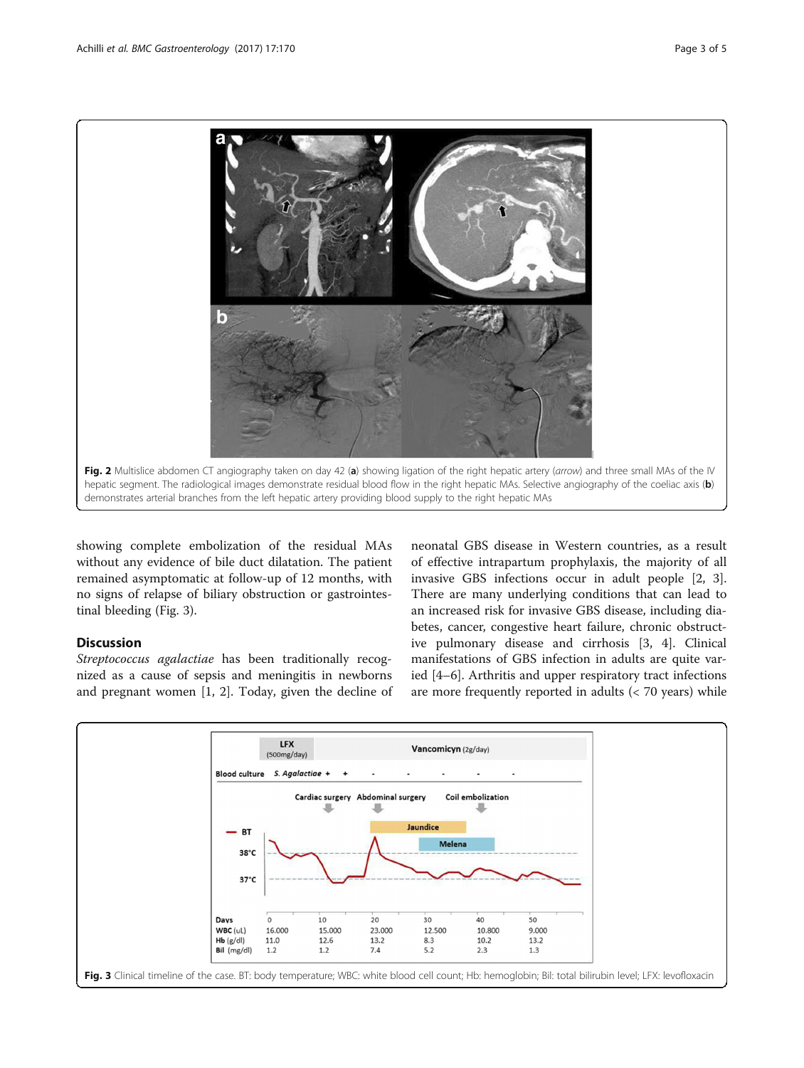Fig. 2 Multislice abdomen CT angiography taken on day 42 (**a**) showing ligation of the right hepatic artery (*arrow*) and three small MAs of the IV hepatic segment. The radiological images demonstrate residual blood flow in the right hepatic MAs. Selective angiography of the coeliac axis (**b**) demonstrates arterial branches from the left hepatic artery providing blood supply to the right hepatic MAs

showing complete embolization of the residual MAs without any evidence of bile duct dilatation. The patient remained asymptomatic at follow-up of 12 months, with no signs of relapse of biliary obstruction or gastrointestinal bleeding (Fig. 3).

## Discussion

*Streptococcus agalactiae* has been traditionally recognized as a cause of sepsis and meningitis in newborns and pregnant women [1, 2]. Today, given the decline of neonatal GBS disease in Western countries, as a result of effective intrapartum prophylaxis, the majority of all invasive GBS infections occur in adult people [2, 3]. There are many underlying conditions that can lead to an increased risk for invasive GBS disease, including diabetes, cancer, congestive heart failure, chronic obstructive pulmonary disease and cirrhosis [3, 4]. Clinical manifestations of GBS infection in adults are quite varied [4–6]. Arthritis and upper respiratory tract infections are more frequently reported in adults (< 70 years) while

LFX (500mg/day)
Vancomicyn (2g/day)
Blood culture S. Agalactiae + + - - - - -
Cardiac surgery
Abdominal surgery
Coil embolization
Jaundice
Melena
BT
38°C
37°C
Days 0 10 20 30 40 50
WBC (uL) 16.000 15.000 23.000 12.500 10.800 9.000
Hb (g/dl) 11.0 12.6 13.2 8.3 10.2 13.2
Bil (mg/dl) 1.2 1.2 7.4 5.2 2.3 1.3

Fig. 3 Clinical timeline of the case. BT: body temperature; WBC: white blood cell count; Hb: hemoglobin; Bil: total bilirubin level; LFX: levofloxacin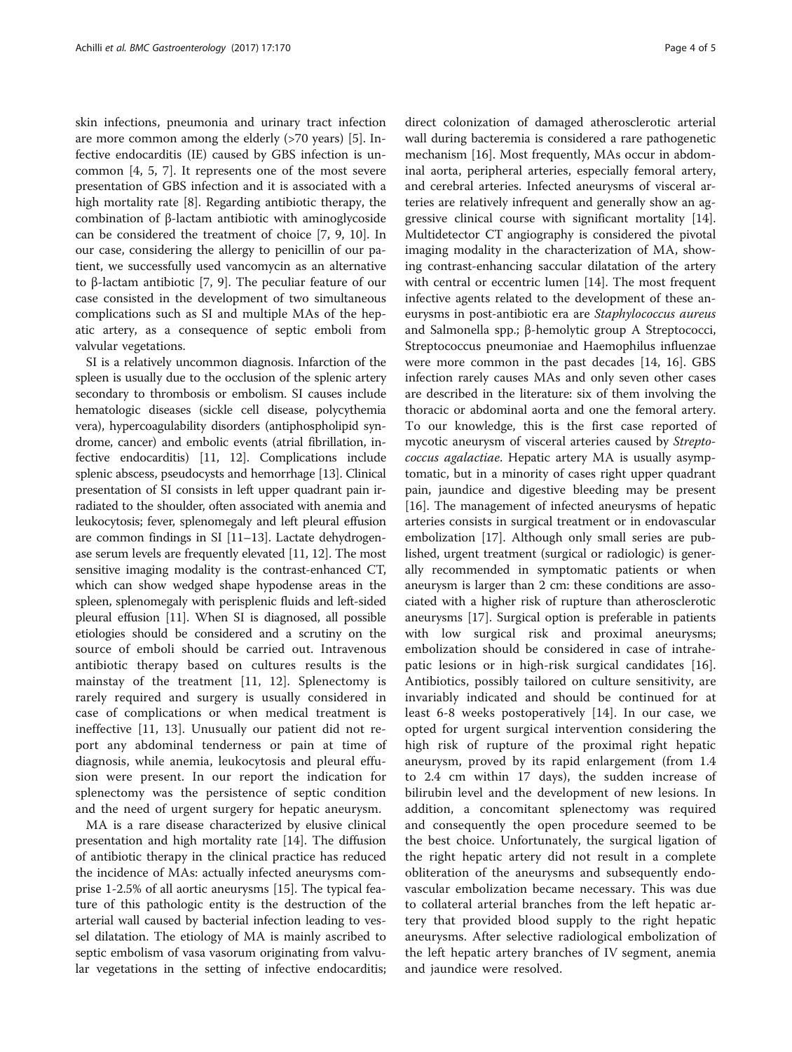skin infections, pneumonia and urinary tract infection are more common among the elderly (>70 years) [5]. Infective endocarditis (IE) caused by GBS infection is uncommon [4, 5, 7]. It represents one of the most severe presentation of GBS infection and it is associated with a high mortality rate [8]. Regarding antibiotic therapy, the combination of β-lactam antibiotic with aminoglycoside can be considered the treatment of choice [7, 9, 10]. In our case, considering the allergy to penicillin of our patient, we successfully used vancomycin as an alternative to β-lactam antibiotic [7, 9]. The peculiar feature of our case consisted in the development of two simultaneous complications such as SI and multiple MAs of the hepatic artery, as a consequence of septic emboli from valvular vegetations.

SI is a relatively uncommon diagnosis. Infarction of the spleen is usually due to the occlusion of the splenic artery secondary to thrombosis or embolism. SI causes include hematologic diseases (sickle cell disease, polycythemia vera), hypercoagulability disorders (antiphospholipid syndrome, cancer) and embolic events (atrial fibrillation, infective endocarditis) [11, 12]. Complications include splenic abscess, pseudocysts and hemorrhage [13]. Clinical presentation of SI consists in left upper quadrant pain irradiated to the shoulder, often associated with anemia and leukocytosis; fever, splenomegaly and left pleural effusion are common findings in SI [11–13]. Lactate dehydrogenase serum levels are frequently elevated [11, 12]. The most sensitive imaging modality is the contrast-enhanced CT, which can show wedged shape hypodense areas in the spleen, splenomegaly with perisplenic fluids and left-sided pleural effusion [11]. When SI is diagnosed, all possible etiologies should be considered and a scrutiny on the source of emboli should be carried out. Intravenous antibiotic therapy based on cultures results is the mainstay of the treatment [11, 12]. Splenectomy is rarely required and surgery is usually considered in case of complications or when medical treatment is ineffective [11, 13]. Unusually our patient did not report any abdominal tenderness or pain at time of diagnosis, while anemia, leukocytosis and pleural effusion were present. In our report the indication for splenectomy was the persistence of septic condition and the need of urgent surgery for hepatic aneurysm.

MA is a rare disease characterized by elusive clinical presentation and high mortality rate [14]. The diffusion of antibiotic therapy in the clinical practice has reduced the incidence of MAs: actually infected aneurysms comprise 1-2.5% of all aortic aneurysms [15]. The typical feature of this pathologic entity is the destruction of the arterial wall caused by bacterial infection leading to vessel dilatation. The etiology of MA is mainly ascribed to septic embolism of vasa vasorum originating from valvular vegetations in the setting of infective endocarditis; direct colonization of damaged atherosclerotic arterial wall during bacteremia is considered a rare pathogenetic mechanism [16]. Most frequently, MAs occur in abdominal aorta, peripheral arteries, especially femoral artery, and cerebral arteries. Infected aneurysms of visceral arteries are relatively infrequent and generally show an aggressive clinical course with significant mortality [14]. Multidetector CT angiography is considered the pivotal imaging modality in the characterization of MA, showing contrast-enhancing saccular dilatation of the artery with central or eccentric lumen [14]. The most frequent infective agents related to the development of these aneurysms in post-antibiotic era are *Staphylococcus aureus* and Salmonella spp.; β-hemolytic group A Streptococci, Streptococcus pneumoniae and Haemophilus influenzae were more common in the past decades [14, 16]. GBS infection rarely causes MAs and only seven other cases are described in the literature: six of them involving the thoracic or abdominal aorta and one the femoral artery. To our knowledge, this is the first case reported of mycotic aneurysm of visceral arteries caused by *Streptococcus agalactiae*. Hepatic artery MA is usually asymptomatic, but in a minority of cases right upper quadrant pain, jaundice and digestive bleeding may be present [16]. The management of infected aneurysms of hepatic arteries consists in surgical treatment or in endovascular embolization [17]. Although only small series are published, urgent treatment (surgical or radiologic) is generally recommended in symptomatic patients or when aneurysm is larger than 2 cm: these conditions are associated with a higher risk of rupture than atherosclerotic aneurysms [17]. Surgical option is preferable in patients with low surgical risk and proximal aneurysms; embolization should be considered in case of intrahepatic lesions or in high-risk surgical candidates [16]. Antibiotics, possibly tailored on culture sensitivity, are invariably indicated and should be continued for at least 6-8 weeks postoperatively [14]. In our case, we opted for urgent surgical intervention considering the high risk of rupture of the proximal right hepatic aneurysm, proved by its rapid enlargement (from 1.4 to 2.4 cm within 17 days), the sudden increase of bilirubin level and the development of new lesions. In addition, a concomitant splenectomy was required and consequently the open procedure seemed to be the best choice. Unfortunately, the surgical ligation of the right hepatic artery did not result in a complete obliteration of the aneurysms and subsequently endovascular embolization became necessary. This was due to collateral arterial branches from the left hepatic artery that provided blood supply to the right hepatic aneurysms. After selective radiological embolization of the left hepatic artery branches of IV segment, anemia and jaundice were resolved.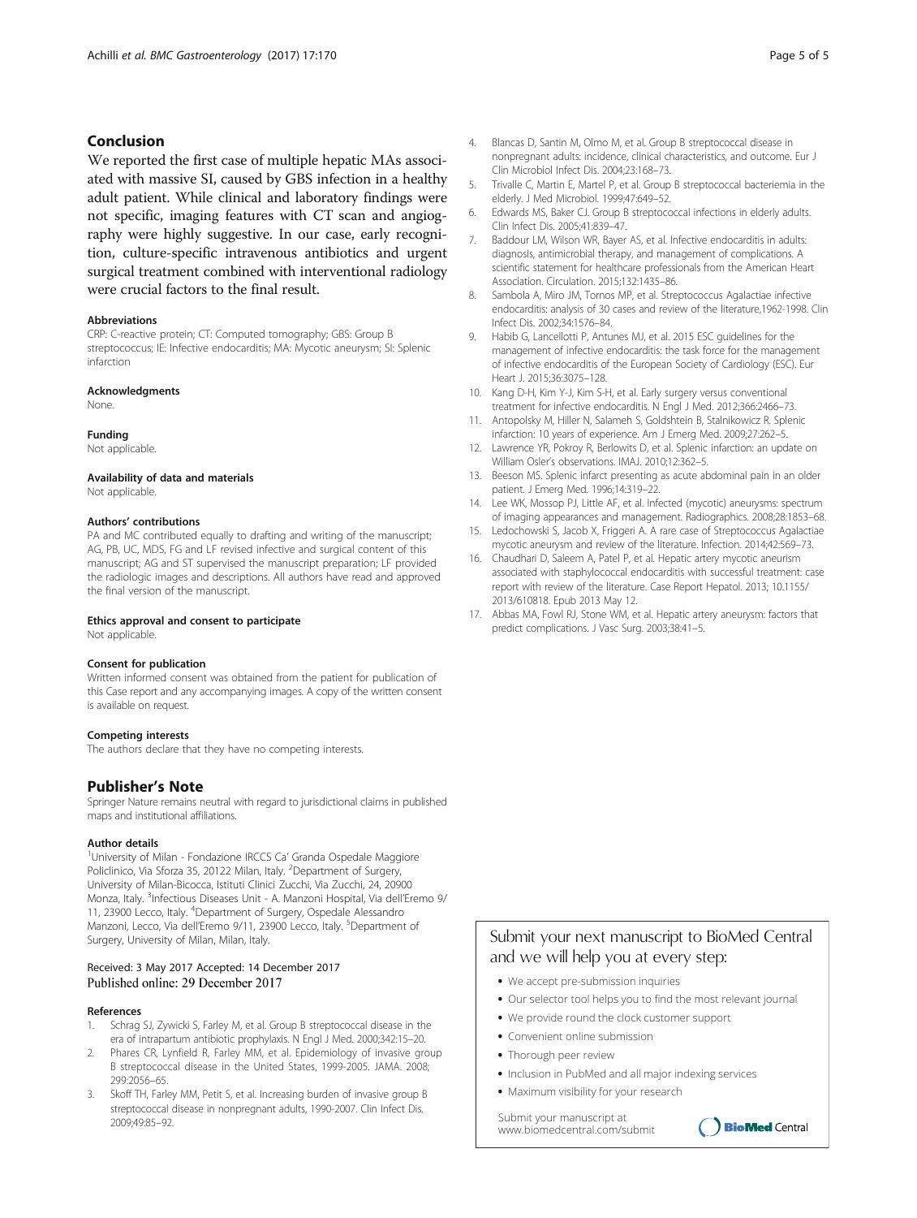## Conclusion

We reported the first case of multiple hepatic MAs associated with massive SI, caused by GBS infection in a healthy adult patient. While clinical and laboratory findings were not specific, imaging features with CT scan and angiography were highly suggestive. In our case, early recognition, culture-specific intravenous antibiotics and urgent surgical treatment combined with interventional radiology were crucial factors to the final result.

#### Abbreviations

CRP: C-reactive protein; CT: Computed tomography; GBS: Group B streptococcus; IE: Infective endocarditis; MA: Mycotic aneurysm; SI: Splenic infarction

#### Acknowledgments

None.

#### Funding

Not applicable.

#### Availability of data and materials

Not applicable.

#### Authors' contributions

PA and MC contributed equally to drafting and writing of the manuscript; AG, PB, UC, MDS, FG and LF revised infective and surgical content of this manuscript; AG and ST supervised the manuscript preparation; LF provided the radiologic images and descriptions. All authors have read and approved the final version of the manuscript.

#### Ethics approval and consent to participate

Not applicable.

#### Consent for publication

Written informed consent was obtained from the patient for publication of this Case report and any accompanying images. A copy of the written consent is available on request.

#### Competing interests

The authors declare that they have no competing interests.

## Publisher's Note

Springer Nature remains neutral with regard to jurisdictional claims in published maps and institutional affiliations.

#### Author details

[1]University of Milan - Fondazione IRCCS Ca' Granda Ospedale Maggiore Policlinico, Via Sforza 35, 20122 Milan, Italy. [2]Department of Surgery, University of Milan-Bicocca, Istituti Clinici Zucchi, Via Zucchi, 24, 20900 Monza, Italy. [3]Infectious Diseases Unit - A. Manzoni Hospital, Via dell'Eremo 9/11, 23900 Lecco, Italy. [4]Department of Surgery, Ospedale Alessandro Manzoni, Lecco, Via dell'Eremo 9/11, 23900 Lecco, Italy. [5]Department of Surgery, University of Milan, Milan, Italy.

Received: 3 May 2017 Accepted: 14 December 2017
Published online: 29 December 2017

#### References

1. Schrag SJ, Zywicki S, Farley M, et al. Group B streptococcal disease in the era of intrapartum antibiotic prophylaxis. N Engl J Med. 2000;342:15–20.
2. Phares CR, Lynfield R, Farley MM, et al. Epidemiology of invasive group B streptococcal disease in the United States, 1999-2005. JAMA. 2008;299:2056–65.
3. Skoff TH, Farley MM, Petit S, et al. Increasing burden of invasive group B streptococcal disease in nonpregnant adults, 1990-2007. Clin Infect Dis. 2009;49:85–92.
4. Blancas D, Santin M, Olmo M, et al. Group B streptococcal disease in nonpregnant adults: incidence, clinical characteristics, and outcome. Eur J Clin Microbiol Infect Dis. 2004;23:168–73.
5. Trivalle C, Martin E, Martel P, et al. Group B streptococcal bacteriemia in the elderly. J Med Microbiol. 1999;47:649–52.
6. Edwards MS, Baker CJ. Group B streptococcal infections in elderly adults. Clin Infect Dis. 2005;41:839–47.
7. Baddour LM, Wilson WR, Bayer AS, et al. Infective endocarditis in adults: diagnosis, antimicrobial therapy, and management of complications. A scientific statement for healthcare professionals from the American Heart Association. Circulation. 2015;132:1435–86.
8. Sambola A, Miro JM, Tornos MP, et al. Streptococcus Agalactiae infective endocarditis: analysis of 30 cases and review of the literature,1962-1998. Clin Infect Dis. 2002;34:1576–84.
9. Habib G, Lancellotti P, Antunes MJ, et al. 2015 ESC guidelines for the management of infective endocarditis: the task force for the management of infective endocarditis of the European Society of Cardiology (ESC). Eur Heart J. 2015;36:3075–128.
10. Kang D-H, Kim Y-J, Kim S-H, et al. Early surgery versus conventional treatment for infective endocarditis. N Engl J Med. 2012;366:2466–73.
11. Antopolsky M, Hiller N, Salameh S, Goldshtein B, Stalnikowicz R. Splenic infarction: 10 years of experience. Am J Emerg Med. 2009;27:262–5.
12. Lawrence YR, Pokroy R, Berlowits D, et al. Splenic infarction: an update on William Osler's observations. IMAJ. 2010;12:362–5.
13. Beeson MS. Splenic infarct presenting as acute abdominal pain in an older patient. J Emerg Med. 1996;14:319–22.
14. Lee WK, Mossop PJ, Little AF, et al. Infected (mycotic) aneurysms: spectrum of imaging appearances and management. Radiographics. 2008;28:1853–68.
15. Ledochowski S, Jacob X, Friggeri A. A rare case of Streptococcus Agalactiae mycotic aneurysm and review of the literature. Infection. 2014;42:569–73.
16. Chaudhari D, Saleem A, Patel P, et al. Hepatic artery mycotic aneurism associated with staphylococcal endocarditis with successful treatment: case report with review of the literature. Case Report Hepatol. 2013; 10.1155/2013/610818. Epub 2013 May 12.
17. Abbas MA, Fowl RJ, Stone WM, et al. Hepatic artery aneurysm: factors that predict complications. J Vasc Surg. 2003;38:41–5.

Submit your next manuscript to BioMed Central and we will help you at every step:

- We accept pre-submission inquiries
- Our selector tool helps you to find the most relevant journal
- We provide round the clock customer support
- Convenient online submission
- Thorough peer review
- Inclusion in PubMed and all major indexing services
- Maximum visibility for your research

Submit your manuscript at www.biomedcentral.com/submit

BioMed Central